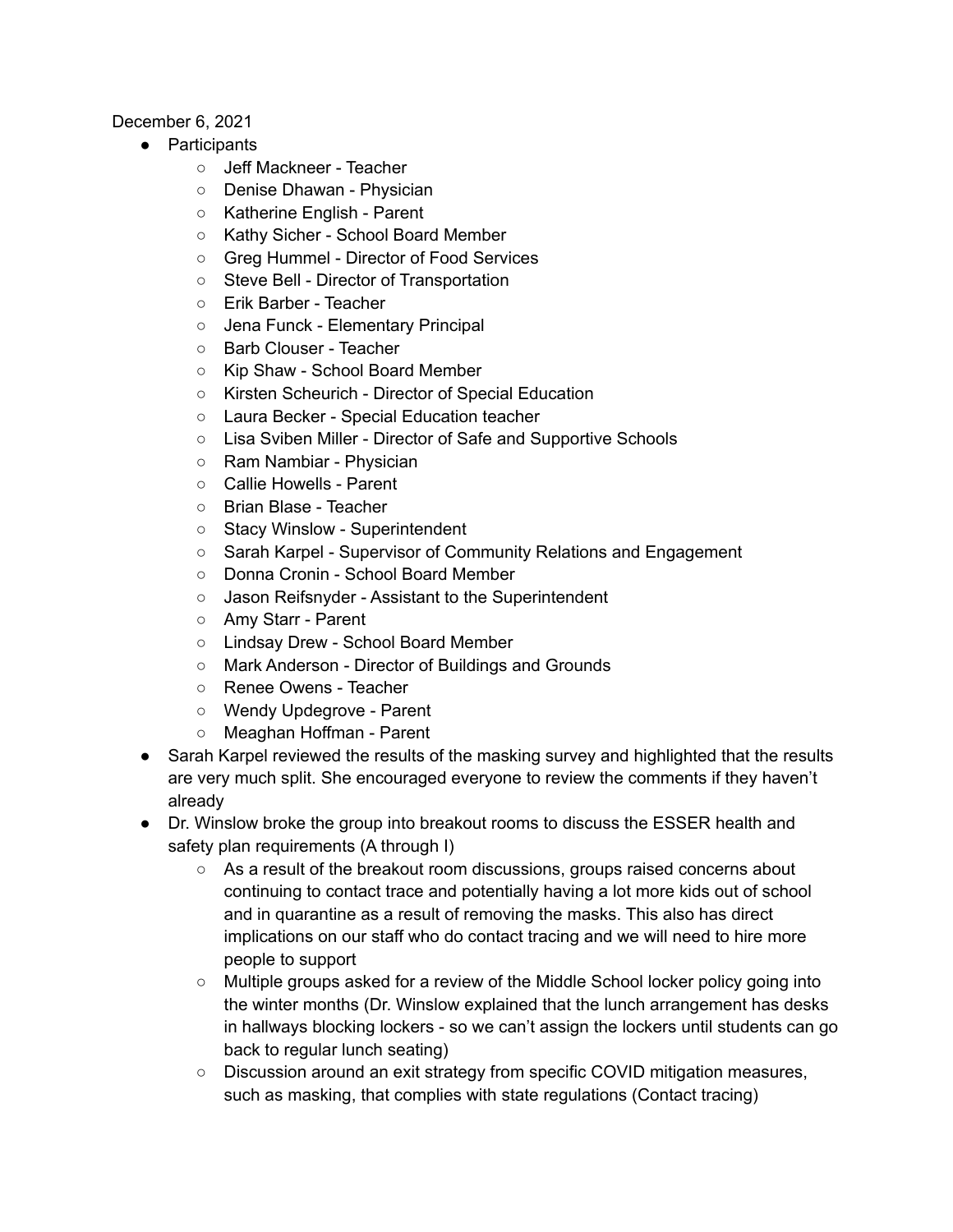December 6, 2021

- Participants
  - Jeff Mackneer - Teacher
  - Denise Dhawan - Physician
  - Katherine English - Parent
  - Kathy Sicher - School Board Member
  - Greg Hummel - Director of Food Services
  - Steve Bell - Director of Transportation
  - Erik Barber - Teacher
  - Jena Funck - Elementary Principal
  - Barb Clouser - Teacher
  - Kip Shaw - School Board Member
  - Kirsten Scheurich - Director of Special Education
  - Laura Becker - Special Education teacher
  - Lisa Sviben Miller - Director of Safe and Supportive Schools
  - Ram Nambiar - Physician
  - Callie Howells - Parent
  - Brian Blase - Teacher
  - Stacy Winslow - Superintendent
  - Sarah Karpel - Supervisor of Community Relations and Engagement
  - Donna Cronin - School Board Member
  - Jason Reifsnyder - Assistant to the Superintendent
  - Amy Starr - Parent
  - Lindsay Drew - School Board Member
  - Mark Anderson - Director of Buildings and Grounds
  - Renee Owens - Teacher
  - Wendy Updegrove - Parent
  - Meaghan Hoffman - Parent
- Sarah Karpel reviewed the results of the masking survey and highlighted that the results are very much split. She encouraged everyone to review the comments if they haven't already
- Dr. Winslow broke the group into breakout rooms to discuss the ESSER health and safety plan requirements (A through I)
  - As a result of the breakout room discussions, groups raised concerns about continuing to contact trace and potentially having a lot more kids out of school and in quarantine as a result of removing the masks. This also has direct implications on our staff who do contact tracing and we will need to hire more people to support
  - Multiple groups asked for a review of the Middle School locker policy going into the winter months (Dr. Winslow explained that the lunch arrangement has desks in hallways blocking lockers - so we can't assign the lockers until students can go back to regular lunch seating)
  - Discussion around an exit strategy from specific COVID mitigation measures, such as masking, that complies with state regulations (Contact tracing)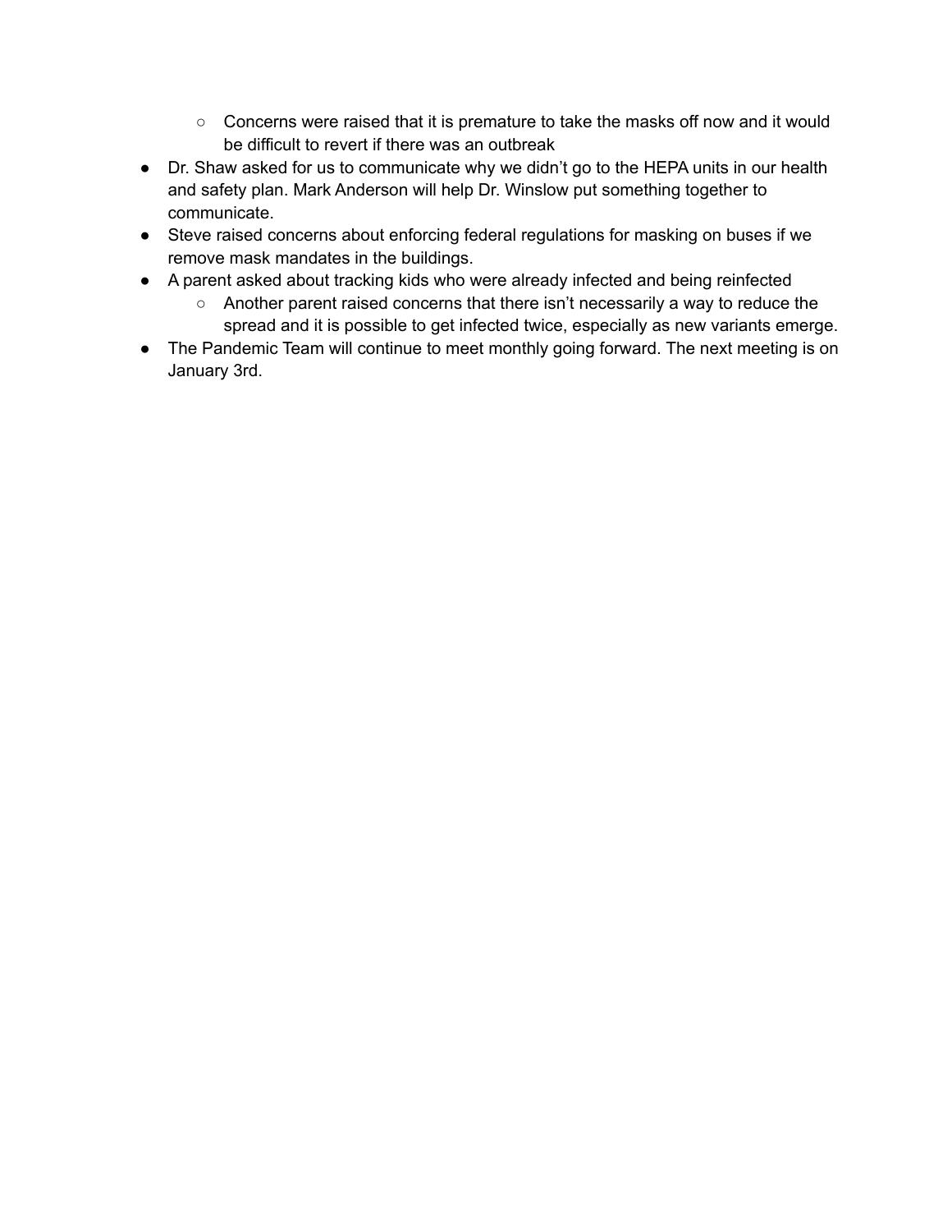- Concerns were raised that it is premature to take the masks off now and it would be difficult to revert if there was an outbreak
- Dr. Shaw asked for us to communicate why we didn't go to the HEPA units in our health and safety plan. Mark Anderson will help Dr. Winslow put something together to communicate.
- Steve raised concerns about enforcing federal regulations for masking on buses if we remove mask mandates in the buildings.
- A parent asked about tracking kids who were already infected and being reinfected
    - Another parent raised concerns that there isn't necessarily a way to reduce the spread and it is possible to get infected twice, especially as new variants emerge.
- The Pandemic Team will continue to meet monthly going forward. The next meeting is on January 3rd.